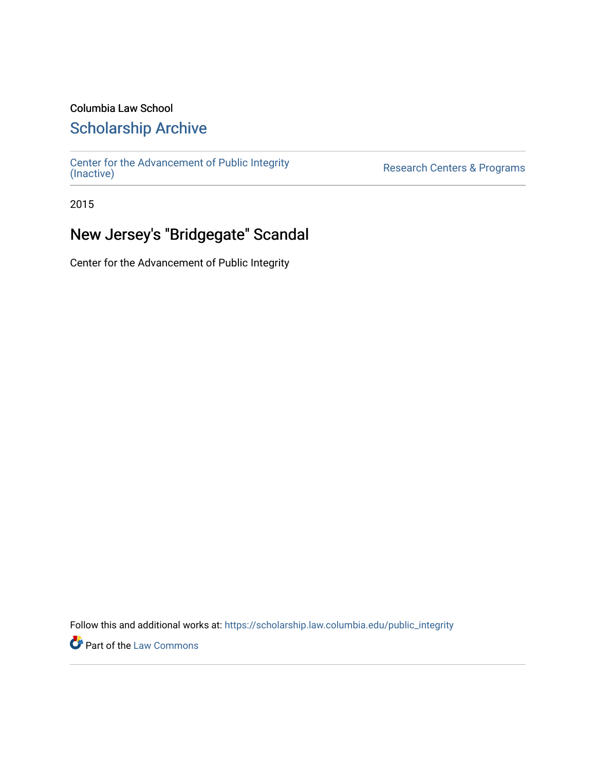Columbia Law School

# Scholarship Archive

Center for the Advancement of Public Integrity (Inactive) | Research Centers & Programs

2015

## New Jersey's "Bridgegate" Scandal

Center for the Advancement of Public Integrity

Follow this and additional works at: https://scholarship.law.columbia.edu/public_integrity

Part of the Law Commons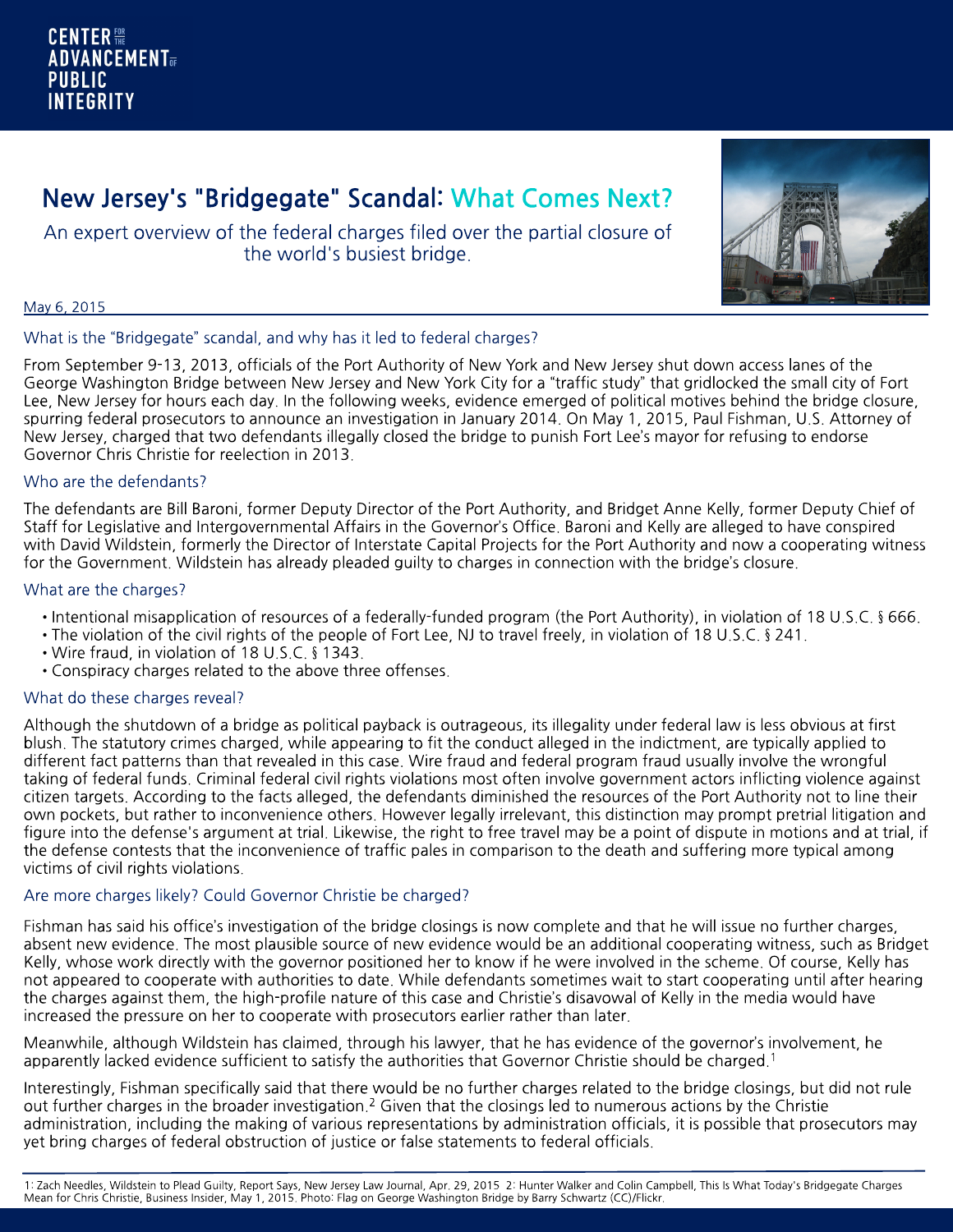CENTER FOR THE ADVANCEMENT OF PUBLIC INTEGRITY

# New Jersey's "Bridgegate" Scandal: What Comes Next?

An expert overview of the federal charges filed over the partial closure of the world's busiest bridge.

May 6, 2015

## What is the "Bridgegate" scandal, and why has it led to federal charges?

From September 9-13, 2013, officials of the Port Authority of New York and New Jersey shut down access lanes of the George Washington Bridge between New Jersey and New York City for a "traffic study" that gridlocked the small city of Fort Lee, New Jersey for hours each day. In the following weeks, evidence emerged of political motives behind the bridge closure, spurring federal prosecutors to announce an investigation in January 2014. On May 1, 2015, Paul Fishman, U.S. Attorney of New Jersey, charged that two defendants illegally closed the bridge to punish Fort Lee's mayor for refusing to endorse Governor Chris Christie for reelection in 2013.

## Who are the defendants?

The defendants are Bill Baroni, former Deputy Director of the Port Authority, and Bridget Anne Kelly, former Deputy Chief of Staff for Legislative and Intergovernmental Affairs in the Governor's Office. Baroni and Kelly are alleged to have conspired with David Wildstein, formerly the Director of Interstate Capital Projects for the Port Authority and now a cooperating witness for the Government. Wildstein has already pleaded guilty to charges in connection with the bridge's closure.

## What are the charges?

- Intentional misapplication of resources of a federally-funded program (the Port Authority), in violation of 18 U.S.C. § 666.
- The violation of the civil rights of the people of Fort Lee, NJ to travel freely, in violation of 18 U.S.C. § 241.
- Wire fraud, in violation of 18 U.S.C. § 1343.
- Conspiracy charges related to the above three offenses.

## What do these charges reveal?

Although the shutdown of a bridge as political payback is outrageous, its illegality under federal law is less obvious at first blush. The statutory crimes charged, while appearing to fit the conduct alleged in the indictment, are typically applied to different fact patterns than that revealed in this case. Wire fraud and federal program fraud usually involve the wrongful taking of federal funds. Criminal federal civil rights violations most often involve government actors inflicting violence against citizen targets. According to the facts alleged, the defendants diminished the resources of the Port Authority not to line their own pockets, but rather to inconvenience others. However legally irrelevant, this distinction may prompt pretrial litigation and figure into the defense's argument at trial. Likewise, the right to free travel may be a point of dispute in motions and at trial, if the defense contests that the inconvenience of traffic pales in comparison to the death and suffering more typical among victims of civil rights violations.

## Are more charges likely? Could Governor Christie be charged?

Fishman has said his office's investigation of the bridge closings is now complete and that he will issue no further charges, absent new evidence. The most plausible source of new evidence would be an additional cooperating witness, such as Bridget Kelly, whose work directly with the governor positioned her to know if he were involved in the scheme. Of course, Kelly has not appeared to cooperate with authorities to date. While defendants sometimes wait to start cooperating until after hearing the charges against them, the high-profile nature of this case and Christie's disavowal of Kelly in the media would have increased the pressure on her to cooperate with prosecutors earlier rather than later.

Meanwhile, although Wildstein has claimed, through his lawyer, that he has evidence of the governor's involvement, he apparently lacked evidence sufficient to satisfy the authorities that Governor Christie should be charged.[1]

Interestingly, Fishman specifically said that there would be no further charges related to the bridge closings, but did not rule out further charges in the broader investigation.[2] Given that the closings led to numerous actions by the Christie administration, including the making of various representations by administration officials, it is possible that prosecutors may yet bring charges of federal obstruction of justice or false statements to federal officials.

1: Zach Needles, Wildstein to Plead Guilty, Report Says, New Jersey Law Journal, Apr. 29, 2015 2: Hunter Walker and Colin Campbell, This Is What Today's Bridgegate Charges Mean for Chris Christie, Business Insider, May 1, 2015. Photo: Flag on George Washington Bridge by Barry Schwartz (CC)/Flickr.